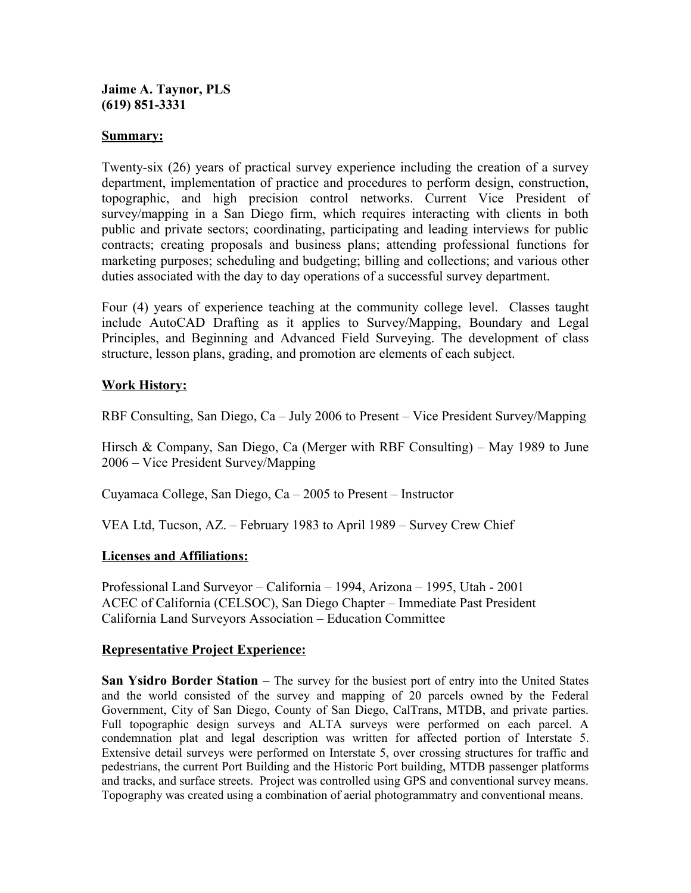**Jaime A. Taynor, PLS**
**(619) 851-3331**

## Summary:

Twenty-six (26) years of practical survey experience including the creation of a survey department, implementation of practice and procedures to perform design, construction, topographic, and high precision control networks. Current Vice President of survey/mapping in a San Diego firm, which requires interacting with clients in both public and private sectors; coordinating, participating and leading interviews for public contracts; creating proposals and business plans; attending professional functions for marketing purposes; scheduling and budgeting; billing and collections; and various other duties associated with the day to day operations of a successful survey department.

Four (4) years of experience teaching at the community college level. Classes taught include AutoCAD Drafting as it applies to Survey/Mapping, Boundary and Legal Principles, and Beginning and Advanced Field Surveying. The development of class structure, lesson plans, grading, and promotion are elements of each subject.

## Work History:

RBF Consulting, San Diego, Ca – July 2006 to Present – Vice President Survey/Mapping

Hirsch & Company, San Diego, Ca (Merger with RBF Consulting) – May 1989 to June 2006 – Vice President Survey/Mapping

Cuyamaca College, San Diego, Ca – 2005 to Present – Instructor

VEA Ltd, Tucson, AZ. – February 1983 to April 1989 – Survey Crew Chief

## Licenses and Affiliations:

Professional Land Surveyor – California – 1994, Arizona – 1995, Utah - 2001
ACEC of California (CELSOC), San Diego Chapter – Immediate Past President
California Land Surveyors Association – Education Committee

## Representative Project Experience:

**San Ysidro Border Station** – The survey for the busiest port of entry into the United States and the world consisted of the survey and mapping of 20 parcels owned by the Federal Government, City of San Diego, County of San Diego, CalTrans, MTDB, and private parties. Full topographic design surveys and ALTA surveys were performed on each parcel. A condemnation plat and legal description was written for affected portion of Interstate 5. Extensive detail surveys were performed on Interstate 5, over crossing structures for traffic and pedestrians, the current Port Building and the Historic Port building, MTDB passenger platforms and tracks, and surface streets. Project was controlled using GPS and conventional survey means. Topography was created using a combination of aerial photogrammatry and conventional means.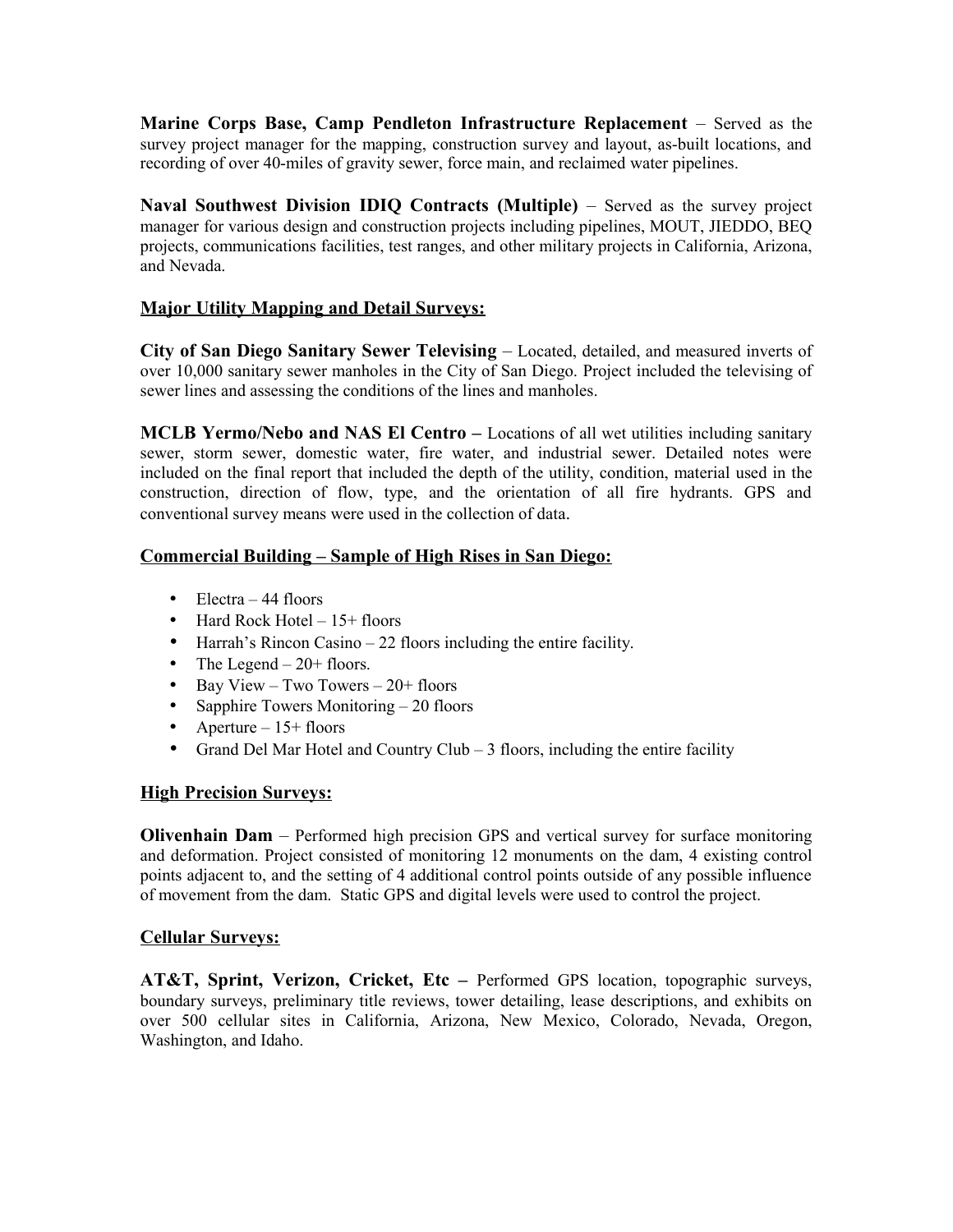**Marine Corps Base, Camp Pendleton Infrastructure Replacement** – Served as the survey project manager for the mapping, construction survey and layout, as-built locations, and recording of over 40-miles of gravity sewer, force main, and reclaimed water pipelines.

**Naval Southwest Division IDIQ Contracts (Multiple)** – Served as the survey project manager for various design and construction projects including pipelines, MOUT, JIEDDO, BEQ projects, communications facilities, test ranges, and other military projects in California, Arizona, and Nevada.

## Major Utility Mapping and Detail Surveys:

**City of San Diego Sanitary Sewer Televising** – Located, detailed, and measured inverts of over 10,000 sanitary sewer manholes in the City of San Diego. Project included the televising of sewer lines and assessing the conditions of the lines and manholes.

**MCLB Yermo/Nebo and NAS El Centro –** Locations of all wet utilities including sanitary sewer, storm sewer, domestic water, fire water, and industrial sewer. Detailed notes were included on the final report that included the depth of the utility, condition, material used in the construction, direction of flow, type, and the orientation of all fire hydrants. GPS and conventional survey means were used in the collection of data.

## Commercial Building – Sample of High Rises in San Diego:

- Electra – 44 floors
- Hard Rock Hotel – 15+ floors
- Harrah's Rincon Casino – 22 floors including the entire facility.
- The Legend – 20+ floors.
- Bay View – Two Towers – 20+ floors
- Sapphire Towers Monitoring – 20 floors
- Aperture – 15+ floors
- Grand Del Mar Hotel and Country Club – 3 floors, including the entire facility

## High Precision Surveys:

**Olivenhain Dam** – Performed high precision GPS and vertical survey for surface monitoring and deformation. Project consisted of monitoring 12 monuments on the dam, 4 existing control points adjacent to, and the setting of 4 additional control points outside of any possible influence of movement from the dam. Static GPS and digital levels were used to control the project.

## Cellular Surveys:

**AT&T, Sprint, Verizon, Cricket, Etc –** Performed GPS location, topographic surveys, boundary surveys, preliminary title reviews, tower detailing, lease descriptions, and exhibits on over 500 cellular sites in California, Arizona, New Mexico, Colorado, Nevada, Oregon, Washington, and Idaho.